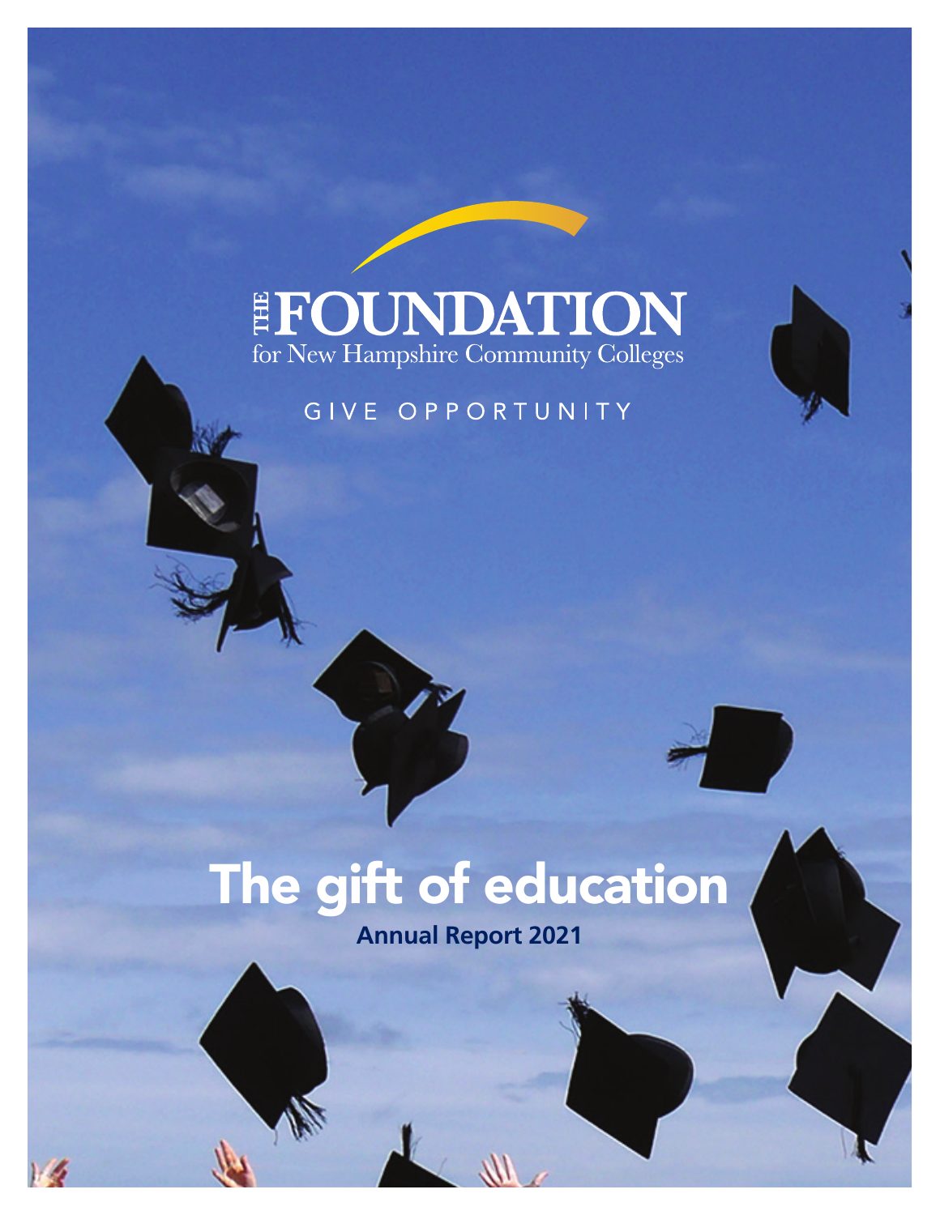THE FOUNDATION
for New Hampshire Community Colleges

GIVE OPPORTUNITY

# The gift of education

**Annual Report 2021**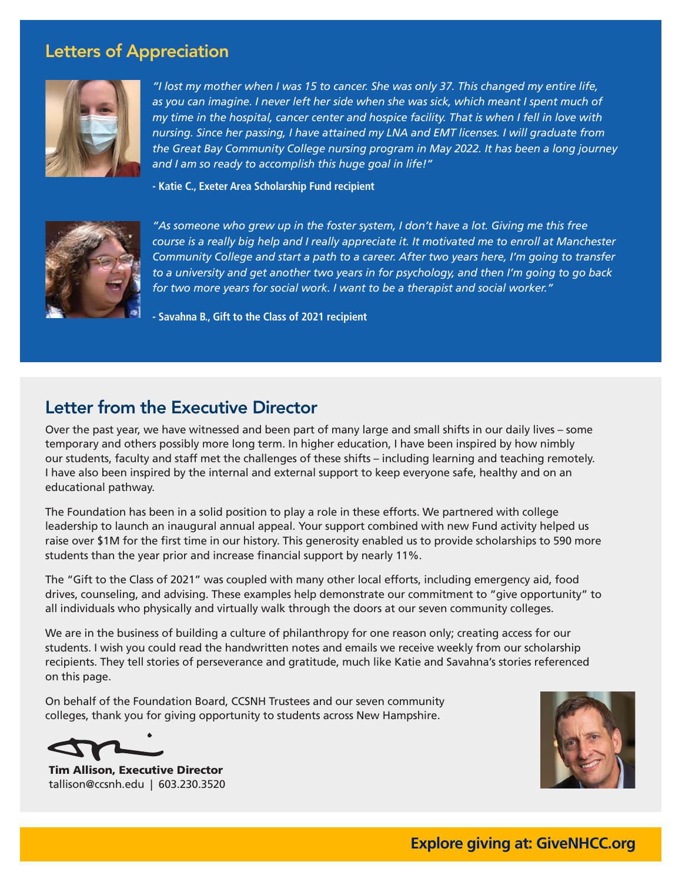## Letters of Appreciation

*"I lost my mother when I was 15 to cancer. She was only 37. This changed my entire life, as you can imagine. I never left her side when she was sick, which meant I spent much of my time in the hospital, cancer center and hospice facility. That is when I fell in love with nursing. Since her passing, I have attained my LNA and EMT licenses. I will graduate from the Great Bay Community College nursing program in May 2022. It has been a long journey and I am so ready to accomplish this huge goal in life!"*

**- Katie C., Exeter Area Scholarship Fund recipient**

*"As someone who grew up in the foster system, I don't have a lot. Giving me this free course is a really big help and I really appreciate it. It motivated me to enroll at Manchester Community College and start a path to a career. After two years here, I'm going to transfer to a university and get another two years in for psychology, and then I'm going to go back for two more years for social work. I want to be a therapist and social worker."*

**- Savahna B., Gift to the Class of 2021 recipient**

## Letter from the Executive Director

Over the past year, we have witnessed and been part of many large and small shifts in our daily lives – some temporary and others possibly more long term. In higher education, I have been inspired by how nimbly our students, faculty and staff met the challenges of these shifts – including learning and teaching remotely. I have also been inspired by the internal and external support to keep everyone safe, healthy and on an educational pathway.

The Foundation has been in a solid position to play a role in these efforts. We partnered with college leadership to launch an inaugural annual appeal. Your support combined with new Fund activity helped us raise over $1M for the first time in our history. This generosity enabled us to provide scholarships to 590 more students than the year prior and increase financial support by nearly 11%.

The "Gift to the Class of 2021" was coupled with many other local efforts, including emergency aid, food drives, counseling, and advising. These examples help demonstrate our commitment to "give opportunity" to all individuals who physically and virtually walk through the doors at our seven community colleges.

We are in the business of building a culture of philanthropy for one reason only; creating access for our students. I wish you could read the handwritten notes and emails we receive weekly from our scholarship recipients. They tell stories of perseverance and gratitude, much like Katie and Savahna's stories referenced on this page.

On behalf of the Foundation Board, CCSNH Trustees and our seven community colleges, thank you for giving opportunity to students across New Hampshire.

**Tim Allison, Executive Director**
tallison@ccsnh.edu | 603.230.3520

**Explore giving at: GiveNHCC.org**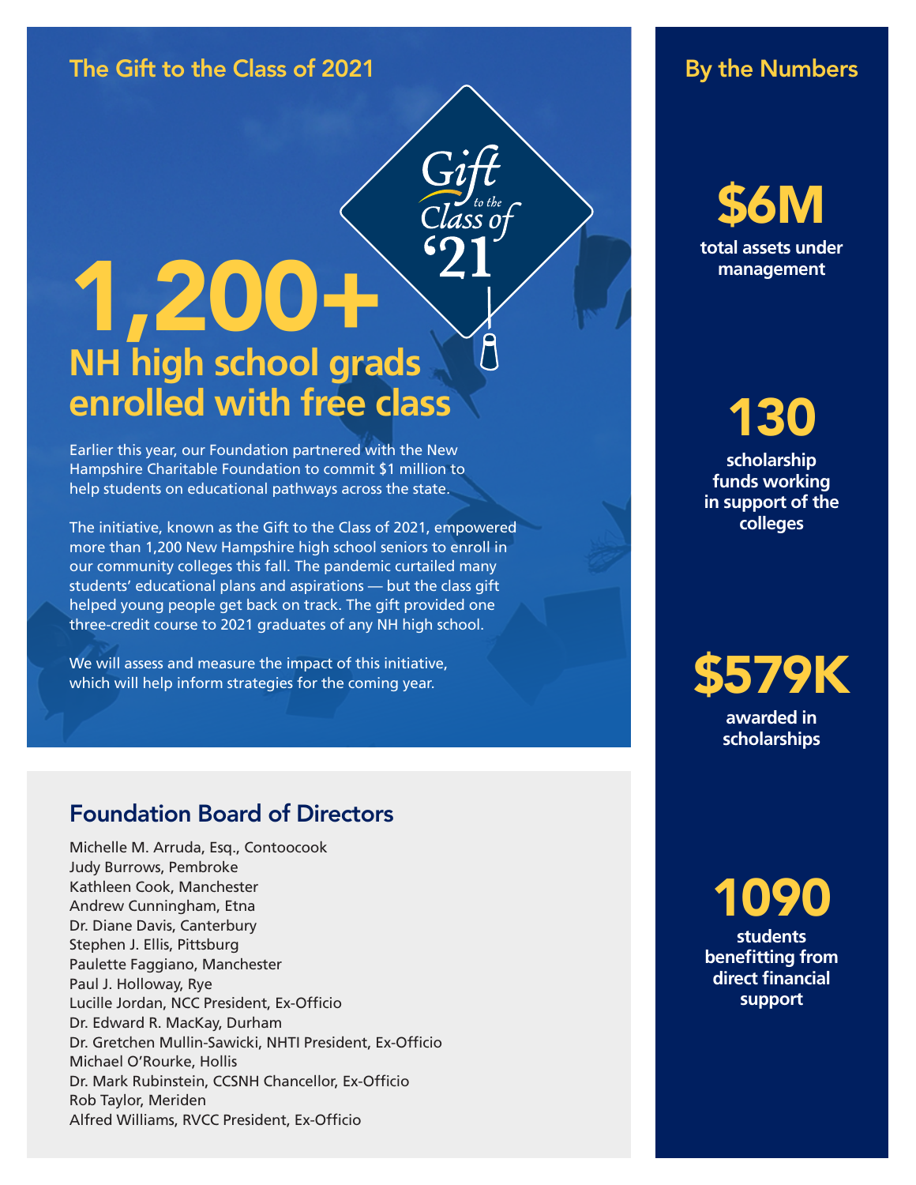## The Gift to the Class of 2021

Gift to the Class of '21

# 1,200+

### NH high school grads enrolled with free class

Earlier this year, our Foundation partnered with the New Hampshire Charitable Foundation to commit $1 million to help students on educational pathways across the state.

The initiative, known as the Gift to the Class of 2021, empowered more than 1,200 New Hampshire high school seniors to enroll in our community colleges this fall. The pandemic curtailed many students' educational plans and aspirations — but the class gift helped young people get back on track. The gift provided one three-credit course to 2021 graduates of any NH high school.

We will assess and measure the impact of this initiative, which will help inform strategies for the coming year.

## Foundation Board of Directors

Michelle M. Arruda, Esq., Contoocook
Judy Burrows, Pembroke
Kathleen Cook, Manchester
Andrew Cunningham, Etna
Dr. Diane Davis, Canterbury
Stephen J. Ellis, Pittsburg
Paulette Faggiano, Manchester
Paul J. Holloway, Rye
Lucille Jordan, NCC President, Ex-Officio
Dr. Edward R. MacKay, Durham
Dr. Gretchen Mullin-Sawicki, NHTI President, Ex-Officio
Michael O'Rourke, Hollis
Dr. Mark Rubinstein, CCSNH Chancellor, Ex-Officio
Rob Taylor, Meriden
Alfred Williams, RVCC President, Ex-Officio

## By the Numbers

**$6M**
total assets under management

**130**
scholarship funds working in support of the colleges

**$579K**
awarded in scholarships

**1090**
students benefitting from direct financial support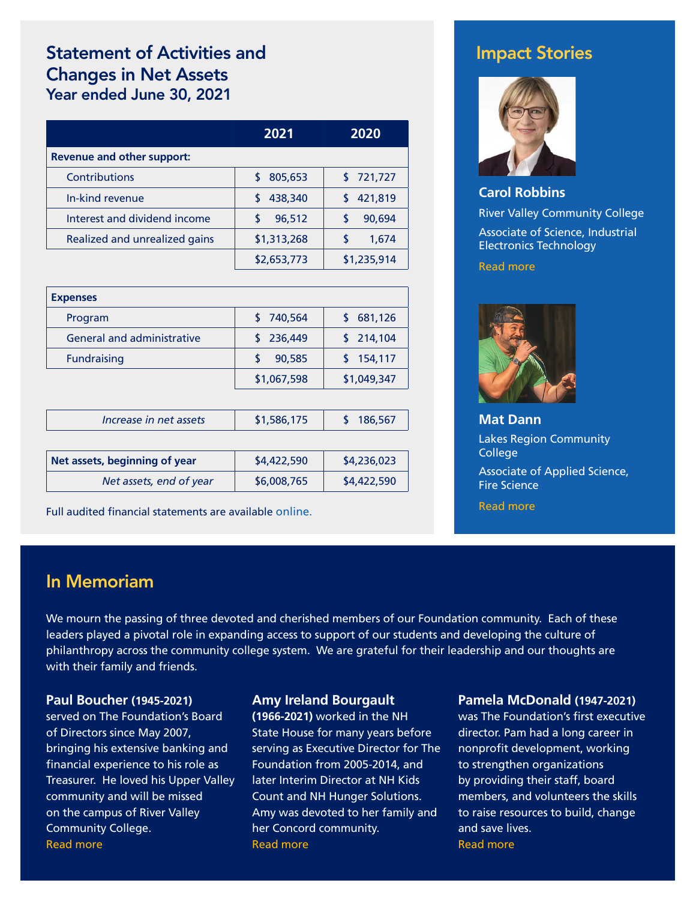## Statement of Activities and Changes in Net Assets
### Year ended June 30, 2021

| | 2021 | 2020 |
|---|---|---|
| **Revenue and other support:** | | |
| Contributions | $ 805,653 | $ 721,727 |
| In-kind revenue | $ 438,340 | $ 421,819 |
| Interest and dividend income | $ 96,512 | $ 90,694 |
| Realized and unrealized gains | $1,313,268 | $ 1,674 |
| | $2,653,773 | $1,235,914 |
| **Expenses** | | |
| Program | $ 740,564 | $ 681,126 |
| General and administrative | $ 236,449 | $ 214,104 |
| Fundraising | $ 90,585 | $ 154,117 |
| | $1,067,598 | $1,049,347 |
| *Increase in net assets* | $1,586,175 | $ 186,567 |
| **Net assets, beginning of year** | $4,422,590 | $4,236,023 |
| *Net assets, end of year* | $6,008,765 | $4,422,590 |

Full audited financial statements are available online.

## Impact Stories

**Carol Robbins**

River Valley Community College

Associate of Science, Industrial Electronics Technology

Read more

**Mat Dann**

Lakes Region Community College

Associate of Applied Science, Fire Science

Read more

## In Memoriam

We mourn the passing of three devoted and cherished members of our Foundation community. Each of these leaders played a pivotal role in expanding access to support of our students and developing the culture of philanthropy across the community college system. We are grateful for their leadership and our thoughts are with their family and friends.

**Paul Boucher (1945-2021)** served on The Foundation's Board of Directors since May 2007, bringing his extensive banking and financial experience to his role as Treasurer. He loved his Upper Valley community and will be missed on the campus of River Valley Community College.
Read more

**Amy Ireland Bourgault (1966-2021)** worked in the NH State House for many years before serving as Executive Director for The Foundation from 2005-2014, and later Interim Director at NH Kids Count and NH Hunger Solutions. Amy was devoted to her family and her Concord community.
Read more

**Pamela McDonald (1947-2021)** was The Foundation's first executive director. Pam had a long career in nonprofit development, working to strengthen organizations by providing their staff, board members, and volunteers the skills to raise resources to build, change and save lives.
Read more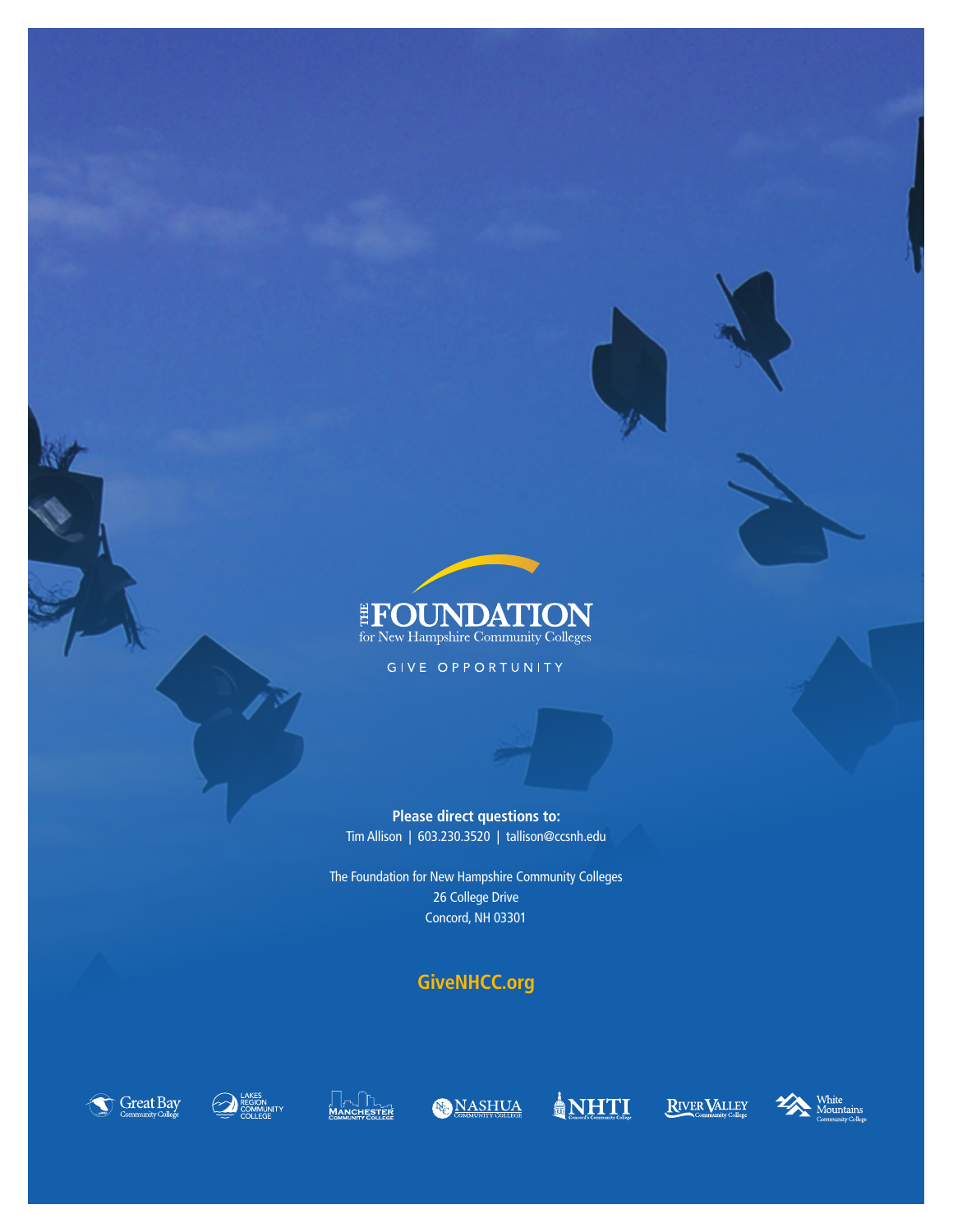THE FOUNDATION for New Hampshire Community Colleges

GIVE OPPORTUNITY

**Please direct questions to:**
Tim Allison | 603.230.3520 | tallison@ccsnh.edu

The Foundation for New Hampshire Community Colleges
26 College Drive
Concord, NH 03301

**GiveNHCC.org**

Great Bay Community College | Lakes Region Community College | Manchester Community College | Nashua Community College | NHTI Concord's Community College | River Valley Community College | White Mountains Community College